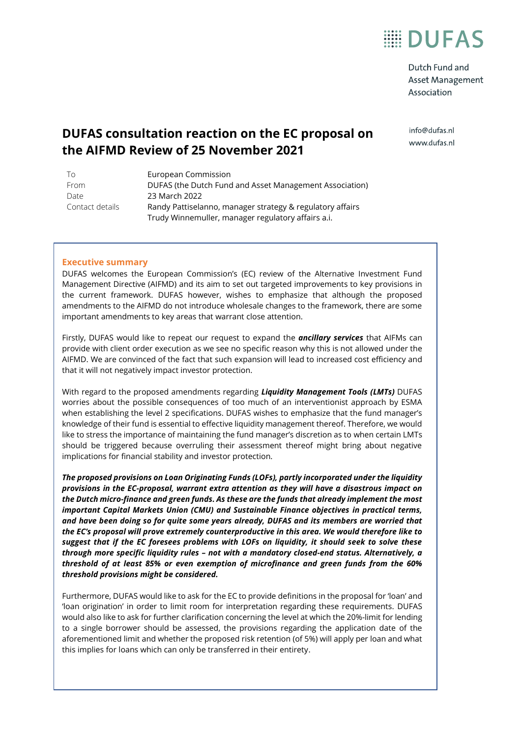DUFAS

Dutch Fund and Asset Management Association

info@dufas.nl
www.dufas.nl

# DUFAS consultation reaction on the EC proposal on the AIFMD Review of 25 November 2021

| | |
|---|---|
| To | European Commission |
| From | DUFAS (the Dutch Fund and Asset Management Association) |
| Date | 23 March 2022 |
| Contact details | Randy Pattiselanno, manager strategy & regulatory affairs<br>Trudy Winnemuller, manager regulatory affairs a.i. |

## Executive summary

DUFAS welcomes the European Commission's (EC) review of the Alternative Investment Fund Management Directive (AIFMD) and its aim to set out targeted improvements to key provisions in the current framework. DUFAS however, wishes to emphasize that although the proposed amendments to the AIFMD do not introduce wholesale changes to the framework, there are some important amendments to key areas that warrant close attention.

Firstly, DUFAS would like to repeat our request to expand the ***ancillary services*** that AIFMs can provide with client order execution as we see no specific reason why this is not allowed under the AIFMD. We are convinced of the fact that such expansion will lead to increased cost efficiency and that it will not negatively impact investor protection.

With regard to the proposed amendments regarding ***Liquidity Management Tools (LMTs)*** DUFAS worries about the possible consequences of too much of an interventionist approach by ESMA when establishing the level 2 specifications. DUFAS wishes to emphasize that the fund manager's knowledge of their fund is essential to effective liquidity management thereof. Therefore, we would like to stress the importance of maintaining the fund manager's discretion as to when certain LMTs should be triggered because overruling their assessment thereof might bring about negative implications for financial stability and investor protection.

***The proposed provisions on Loan Originating Funds (LOFs), partly incorporated under the liquidity provisions in the EC-proposal, warrant extra attention as they will have a disastrous impact on the Dutch micro-finance and green funds. As these are the funds that already implement the most important Capital Markets Union (CMU) and Sustainable Finance objectives in practical terms, and have been doing so for quite some years already, DUFAS and its members are worried that the EC's proposal will prove extremely counterproductive in this area. We would therefore like to suggest that if the EC foresees problems with LOFs on liquidity, it should seek to solve these through more specific liquidity rules – not with a mandatory closed-end status. Alternatively, a threshold of at least 85% or even exemption of microfinance and green funds from the 60% threshold provisions might be considered.***

Furthermore, DUFAS would like to ask for the EC to provide definitions in the proposal for 'loan' and 'loan origination' in order to limit room for interpretation regarding these requirements. DUFAS would also like to ask for further clarification concerning the level at which the 20%-limit for lending to a single borrower should be assessed, the provisions regarding the application date of the aforementioned limit and whether the proposed risk retention (of 5%) will apply per loan and what this implies for loans which can only be transferred in their entirety.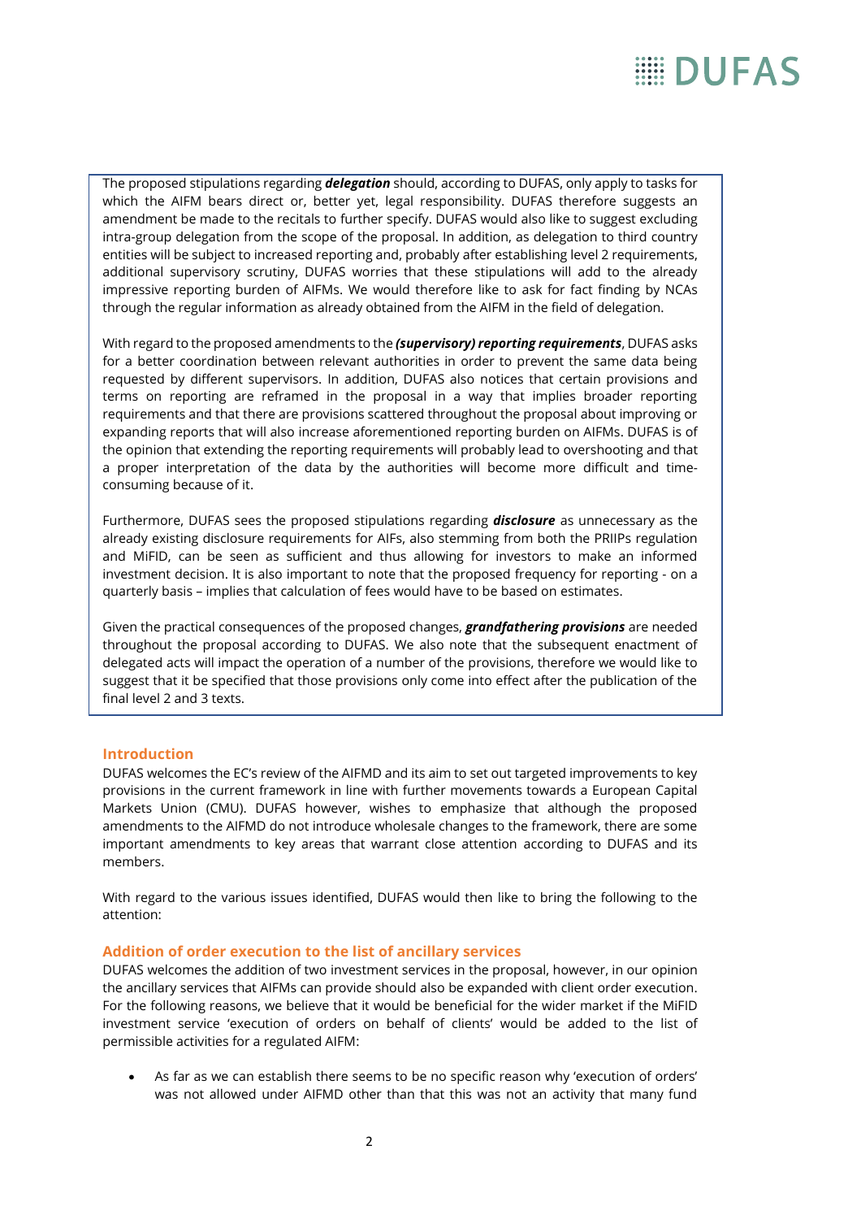The proposed stipulations regarding ***delegation*** should, according to DUFAS, only apply to tasks for which the AIFM bears direct or, better yet, legal responsibility. DUFAS therefore suggests an amendment be made to the recitals to further specify. DUFAS would also like to suggest excluding intra-group delegation from the scope of the proposal. In addition, as delegation to third country entities will be subject to increased reporting and, probably after establishing level 2 requirements, additional supervisory scrutiny, DUFAS worries that these stipulations will add to the already impressive reporting burden of AIFMs. We would therefore like to ask for fact finding by NCAs through the regular information as already obtained from the AIFM in the field of delegation.

With regard to the proposed amendments to the ***(supervisory) reporting requirements***, DUFAS asks for a better coordination between relevant authorities in order to prevent the same data being requested by different supervisors. In addition, DUFAS also notices that certain provisions and terms on reporting are reframed in the proposal in a way that implies broader reporting requirements and that there are provisions scattered throughout the proposal about improving or expanding reports that will also increase aforementioned reporting burden on AIFMs. DUFAS is of the opinion that extending the reporting requirements will probably lead to overshooting and that a proper interpretation of the data by the authorities will become more difficult and time-consuming because of it.

Furthermore, DUFAS sees the proposed stipulations regarding ***disclosure*** as unnecessary as the already existing disclosure requirements for AIFs, also stemming from both the PRIIPs regulation and MiFID, can be seen as sufficient and thus allowing for investors to make an informed investment decision. It is also important to note that the proposed frequency for reporting - on a quarterly basis – implies that calculation of fees would have to be based on estimates.

Given the practical consequences of the proposed changes, ***grandfathering provisions*** are needed throughout the proposal according to DUFAS. We also note that the subsequent enactment of delegated acts will impact the operation of a number of the provisions, therefore we would like to suggest that it be specified that those provisions only come into effect after the publication of the final level 2 and 3 texts.

## Introduction

DUFAS welcomes the EC's review of the AIFMD and its aim to set out targeted improvements to key provisions in the current framework in line with further movements towards a European Capital Markets Union (CMU). DUFAS however, wishes to emphasize that although the proposed amendments to the AIFMD do not introduce wholesale changes to the framework, there are some important amendments to key areas that warrant close attention according to DUFAS and its members.

With regard to the various issues identified, DUFAS would then like to bring the following to the attention:

## Addition of order execution to the list of ancillary services

DUFAS welcomes the addition of two investment services in the proposal, however, in our opinion the ancillary services that AIFMs can provide should also be expanded with client order execution. For the following reasons, we believe that it would be beneficial for the wider market if the MiFID investment service 'execution of orders on behalf of clients' would be added to the list of permissible activities for a regulated AIFM:

- As far as we can establish there seems to be no specific reason why 'execution of orders' was not allowed under AIFMD other than that this was not an activity that many fund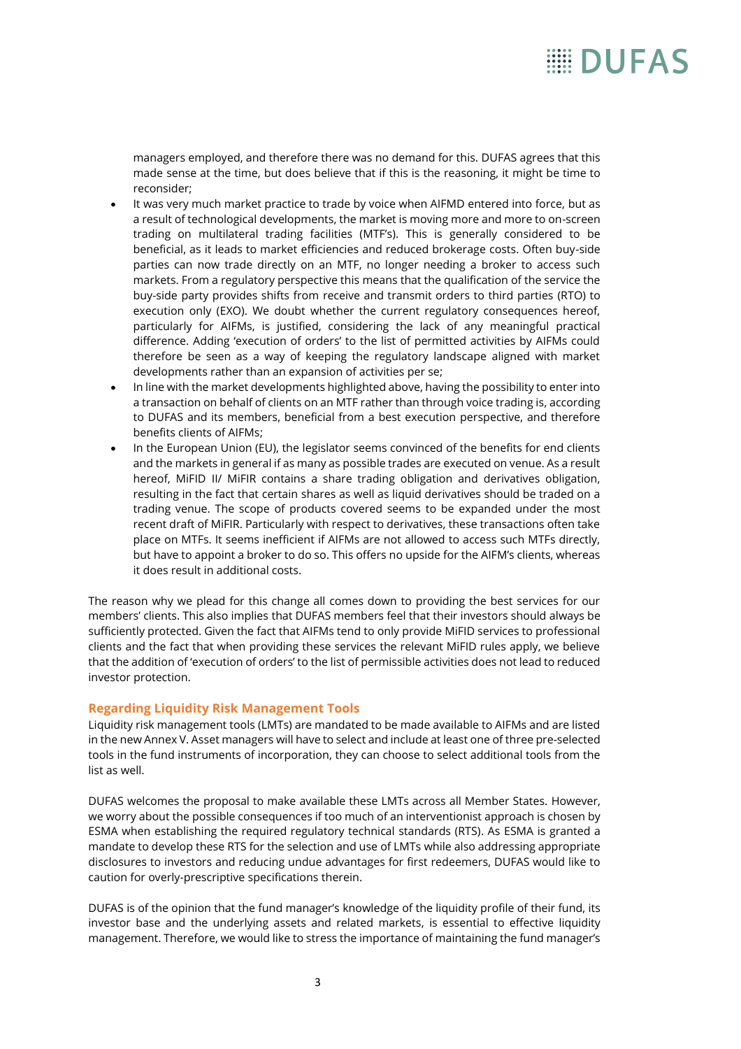managers employed, and therefore there was no demand for this. DUFAS agrees that this made sense at the time, but does believe that if this is the reasoning, it might be time to reconsider;

- It was very much market practice to trade by voice when AIFMD entered into force, but as a result of technological developments, the market is moving more and more to on-screen trading on multilateral trading facilities (MTF's). This is generally considered to be beneficial, as it leads to market efficiencies and reduced brokerage costs. Often buy-side parties can now trade directly on an MTF, no longer needing a broker to access such markets. From a regulatory perspective this means that the qualification of the service the buy-side party provides shifts from receive and transmit orders to third parties (RTO) to execution only (EXO). We doubt whether the current regulatory consequences hereof, particularly for AIFMs, is justified, considering the lack of any meaningful practical difference. Adding 'execution of orders' to the list of permitted activities by AIFMs could therefore be seen as a way of keeping the regulatory landscape aligned with market developments rather than an expansion of activities per se;
- In line with the market developments highlighted above, having the possibility to enter into a transaction on behalf of clients on an MTF rather than through voice trading is, according to DUFAS and its members, beneficial from a best execution perspective, and therefore benefits clients of AIFMs;
- In the European Union (EU), the legislator seems convinced of the benefits for end clients and the markets in general if as many as possible trades are executed on venue. As a result hereof, MiFID II/ MiFIR contains a share trading obligation and derivatives obligation, resulting in the fact that certain shares as well as liquid derivatives should be traded on a trading venue. The scope of products covered seems to be expanded under the most recent draft of MiFIR. Particularly with respect to derivatives, these transactions often take place on MTFs. It seems inefficient if AIFMs are not allowed to access such MTFs directly, but have to appoint a broker to do so. This offers no upside for the AIFM's clients, whereas it does result in additional costs.

The reason why we plead for this change all comes down to providing the best services for our members' clients. This also implies that DUFAS members feel that their investors should always be sufficiently protected. Given the fact that AIFMs tend to only provide MiFID services to professional clients and the fact that when providing these services the relevant MiFID rules apply, we believe that the addition of 'execution of orders' to the list of permissible activities does not lead to reduced investor protection.

### Regarding Liquidity Risk Management Tools

Liquidity risk management tools (LMTs) are mandated to be made available to AIFMs and are listed in the new Annex V. Asset managers will have to select and include at least one of three pre-selected tools in the fund instruments of incorporation, they can choose to select additional tools from the list as well.

DUFAS welcomes the proposal to make available these LMTs across all Member States. However, we worry about the possible consequences if too much of an interventionist approach is chosen by ESMA when establishing the required regulatory technical standards (RTS). As ESMA is granted a mandate to develop these RTS for the selection and use of LMTs while also addressing appropriate disclosures to investors and reducing undue advantages for first redeemers, DUFAS would like to caution for overly-prescriptive specifications therein.

DUFAS is of the opinion that the fund manager's knowledge of the liquidity profile of their fund, its investor base and the underlying assets and related markets, is essential to effective liquidity management. Therefore, we would like to stress the importance of maintaining the fund manager's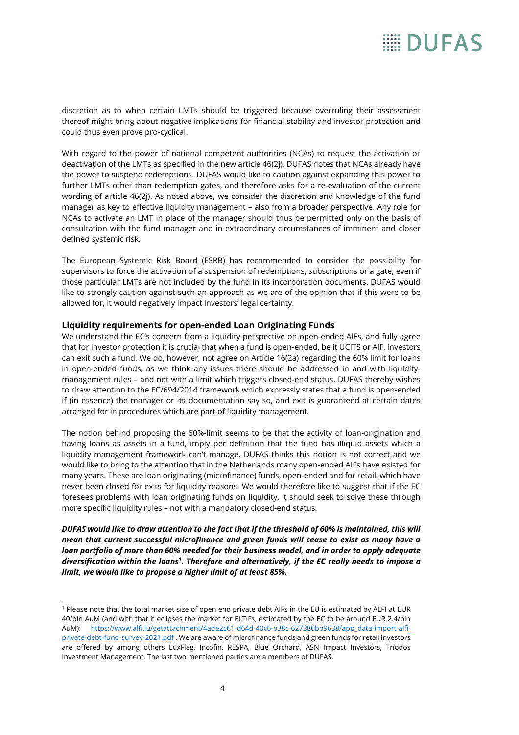discretion as to when certain LMTs should be triggered because overruling their assessment thereof might bring about negative implications for financial stability and investor protection and could thus even prove pro-cyclical.

With regard to the power of national competent authorities (NCAs) to request the activation or deactivation of the LMTs as specified in the new article 46(2j), DUFAS notes that NCAs already have the power to suspend redemptions. DUFAS would like to caution against expanding this power to further LMTs other than redemption gates, and therefore asks for a re-evaluation of the current wording of article 46(2j). As noted above, we consider the discretion and knowledge of the fund manager as key to effective liquidity management – also from a broader perspective. Any role for NCAs to activate an LMT in place of the manager should thus be permitted only on the basis of consultation with the fund manager and in extraordinary circumstances of imminent and closer defined systemic risk.

The European Systemic Risk Board (ESRB) has recommended to consider the possibility for supervisors to force the activation of a suspension of redemptions, subscriptions or a gate, even if those particular LMTs are not included by the fund in its incorporation documents. DUFAS would like to strongly caution against such an approach as we are of the opinion that if this were to be allowed for, it would negatively impact investors' legal certainty.

### Liquidity requirements for open-ended Loan Originating Funds

We understand the EC's concern from a liquidity perspective on open-ended AIFs, and fully agree that for investor protection it is crucial that when a fund is open-ended, be it UCITS or AIF, investors can exit such a fund. We do, however, not agree on Article 16(2a) regarding the 60% limit for loans in open-ended funds, as we think any issues there should be addressed in and with liquidity-management rules – and not with a limit which triggers closed-end status. DUFAS thereby wishes to draw attention to the EC/694/2014 framework which expressly states that a fund is open-ended if (in essence) the manager or its documentation say so, and exit is guaranteed at certain dates arranged for in procedures which are part of liquidity management.

The notion behind proposing the 60%-limit seems to be that the activity of loan-origination and having loans as assets in a fund, imply per definition that the fund has illiquid assets which a liquidity management framework can't manage. DUFAS thinks this notion is not correct and we would like to bring to the attention that in the Netherlands many open-ended AIFs have existed for many years. These are loan originating (microfinance) funds, open-ended and for retail, which have never been closed for exits for liquidity reasons. We would therefore like to suggest that if the EC foresees problems with loan originating funds on liquidity, it should seek to solve these through more specific liquidity rules – not with a mandatory closed-end status.

***DUFAS would like to draw attention to the fact that if the threshold of 60% is maintained, this will mean that current successful microfinance and green funds will cease to exist as many have a loan portfolio of more than 60% needed for their business model, and in order to apply adequate diversification within the loans[1]. Therefore and alternatively, if the EC really needs to impose a limit, we would like to propose a higher limit of at least 85%.***

---

[1] Please note that the total market size of open end private debt AIFs in the EU is estimated by ALFI at EUR 40/bln AuM (and with that it eclipses the market for ELTIFs, estimated by the EC to be around EUR 2.4/bln AuM): https://www.alfi.lu/getattachment/4ade2c61-d64d-40c6-b38c-627386bb9638/app_data-import-alfi-private-debt-fund-survey-2021.pdf . We are aware of microfinance funds and green funds for retail investors are offered by among others LuxFlag, Incofin, RESPA, Blue Orchard, ASN Impact Investors, Triodos Investment Management. The last two mentioned parties are a members of DUFAS.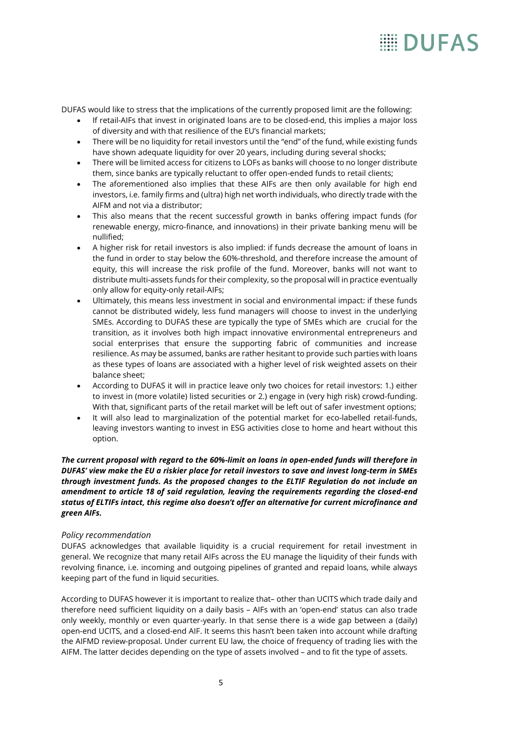DUFAS would like to stress that the implications of the currently proposed limit are the following:

- If retail-AIFs that invest in originated loans are to be closed-end, this implies a major loss of diversity and with that resilience of the EU's financial markets;
- There will be no liquidity for retail investors until the "end" of the fund, while existing funds have shown adequate liquidity for over 20 years, including during several shocks;
- There will be limited access for citizens to LOFs as banks will choose to no longer distribute them, since banks are typically reluctant to offer open-ended funds to retail clients;
- The aforementioned also implies that these AIFs are then only available for high end investors, i.e. family firms and (ultra) high net worth individuals, who directly trade with the AIFM and not via a distributor;
- This also means that the recent successful growth in banks offering impact funds (for renewable energy, micro-finance, and innovations) in their private banking menu will be nullified;
- A higher risk for retail investors is also implied: if funds decrease the amount of loans in the fund in order to stay below the 60%-threshold, and therefore increase the amount of equity, this will increase the risk profile of the fund. Moreover, banks will not want to distribute multi-assets funds for their complexity, so the proposal will in practice eventually only allow for equity-only retail-AIFs;
- Ultimately, this means less investment in social and environmental impact: if these funds cannot be distributed widely, less fund managers will choose to invest in the underlying SMEs. According to DUFAS these are typically the type of SMEs which are crucial for the transition, as it involves both high impact innovative environmental entrepreneurs and social enterprises that ensure the supporting fabric of communities and increase resilience. As may be assumed, banks are rather hesitant to provide such parties with loans as these types of loans are associated with a higher level of risk weighted assets on their balance sheet;
- According to DUFAS it will in practice leave only two choices for retail investors: 1.) either to invest in (more volatile) listed securities or 2.) engage in (very high risk) crowd-funding. With that, significant parts of the retail market will be left out of safer investment options;
- It will also lead to marginalization of the potential market for eco-labelled retail-funds, leaving investors wanting to invest in ESG activities close to home and heart without this option.

***The current proposal with regard to the 60%-limit on loans in open-ended funds will therefore in DUFAS' view make the EU a riskier place for retail investors to save and invest long-term in SMEs through investment funds. As the proposed changes to the ELTIF Regulation do not include an amendment to article 18 of said regulation, leaving the requirements regarding the closed-end status of ELTIFs intact, this regime also doesn't offer an alternative for current microfinance and green AIFs.***

*Policy recommendation*

DUFAS acknowledges that available liquidity is a crucial requirement for retail investment in general. We recognize that many retail AIFs across the EU manage the liquidity of their funds with revolving finance, i.e. incoming and outgoing pipelines of granted and repaid loans, while always keeping part of the fund in liquid securities.

According to DUFAS however it is important to realize that– other than UCITS which trade daily and therefore need sufficient liquidity on a daily basis – AIFs with an 'open-end' status can also trade only weekly, monthly or even quarter-yearly. In that sense there is a wide gap between a (daily) open-end UCITS, and a closed-end AIF. It seems this hasn't been taken into account while drafting the AIFMD review-proposal. Under current EU law, the choice of frequency of trading lies with the AIFM. The latter decides depending on the type of assets involved – and to fit the type of assets.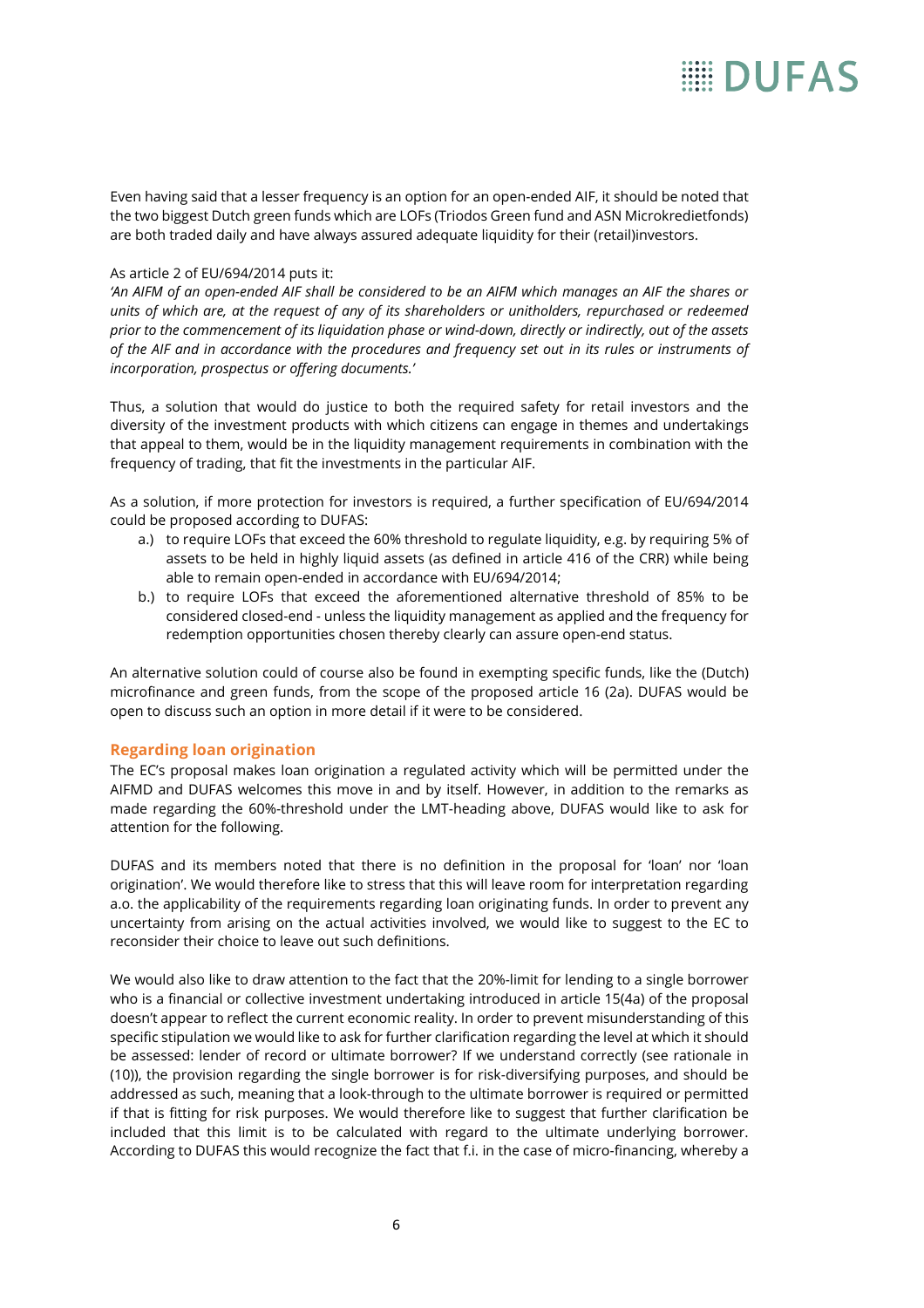Even having said that a lesser frequency is an option for an open-ended AIF, it should be noted that the two biggest Dutch green funds which are LOFs (Triodos Green fund and ASN Microkredietfonds) are both traded daily and have always assured adequate liquidity for their (retail)investors.

As article 2 of EU/694/2014 puts it:

*'An AIFM of an open-ended AIF shall be considered to be an AIFM which manages an AIF the shares or units of which are, at the request of any of its shareholders or unitholders, repurchased or redeemed prior to the commencement of its liquidation phase or wind-down, directly or indirectly, out of the assets of the AIF and in accordance with the procedures and frequency set out in its rules or instruments of incorporation, prospectus or offering documents.'*

Thus, a solution that would do justice to both the required safety for retail investors and the diversity of the investment products with which citizens can engage in themes and undertakings that appeal to them, would be in the liquidity management requirements in combination with the frequency of trading, that fit the investments in the particular AIF.

As a solution, if more protection for investors is required, a further specification of EU/694/2014 could be proposed according to DUFAS:

a.) to require LOFs that exceed the 60% threshold to regulate liquidity, e.g. by requiring 5% of assets to be held in highly liquid assets (as defined in article 416 of the CRR) while being able to remain open-ended in accordance with EU/694/2014;

b.) to require LOFs that exceed the aforementioned alternative threshold of 85% to be considered closed-end - unless the liquidity management as applied and the frequency for redemption opportunities chosen thereby clearly can assure open-end status.

An alternative solution could of course also be found in exempting specific funds, like the (Dutch) microfinance and green funds, from the scope of the proposed article 16 (2a). DUFAS would be open to discuss such an option in more detail if it were to be considered.

### Regarding loan origination

The EC's proposal makes loan origination a regulated activity which will be permitted under the AIFMD and DUFAS welcomes this move in and by itself. However, in addition to the remarks as made regarding the 60%-threshold under the LMT-heading above, DUFAS would like to ask for attention for the following.

DUFAS and its members noted that there is no definition in the proposal for 'loan' nor 'loan origination'. We would therefore like to stress that this will leave room for interpretation regarding a.o. the applicability of the requirements regarding loan originating funds. In order to prevent any uncertainty from arising on the actual activities involved, we would like to suggest to the EC to reconsider their choice to leave out such definitions.

We would also like to draw attention to the fact that the 20%-limit for lending to a single borrower who is a financial or collective investment undertaking introduced in article 15(4a) of the proposal doesn't appear to reflect the current economic reality. In order to prevent misunderstanding of this specific stipulation we would like to ask for further clarification regarding the level at which it should be assessed: lender of record or ultimate borrower? If we understand correctly (see rationale in (10)), the provision regarding the single borrower is for risk-diversifying purposes, and should be addressed as such, meaning that a look-through to the ultimate borrower is required or permitted if that is fitting for risk purposes. We would therefore like to suggest that further clarification be included that this limit is to be calculated with regard to the ultimate underlying borrower. According to DUFAS this would recognize the fact that f.i. in the case of micro-financing, whereby a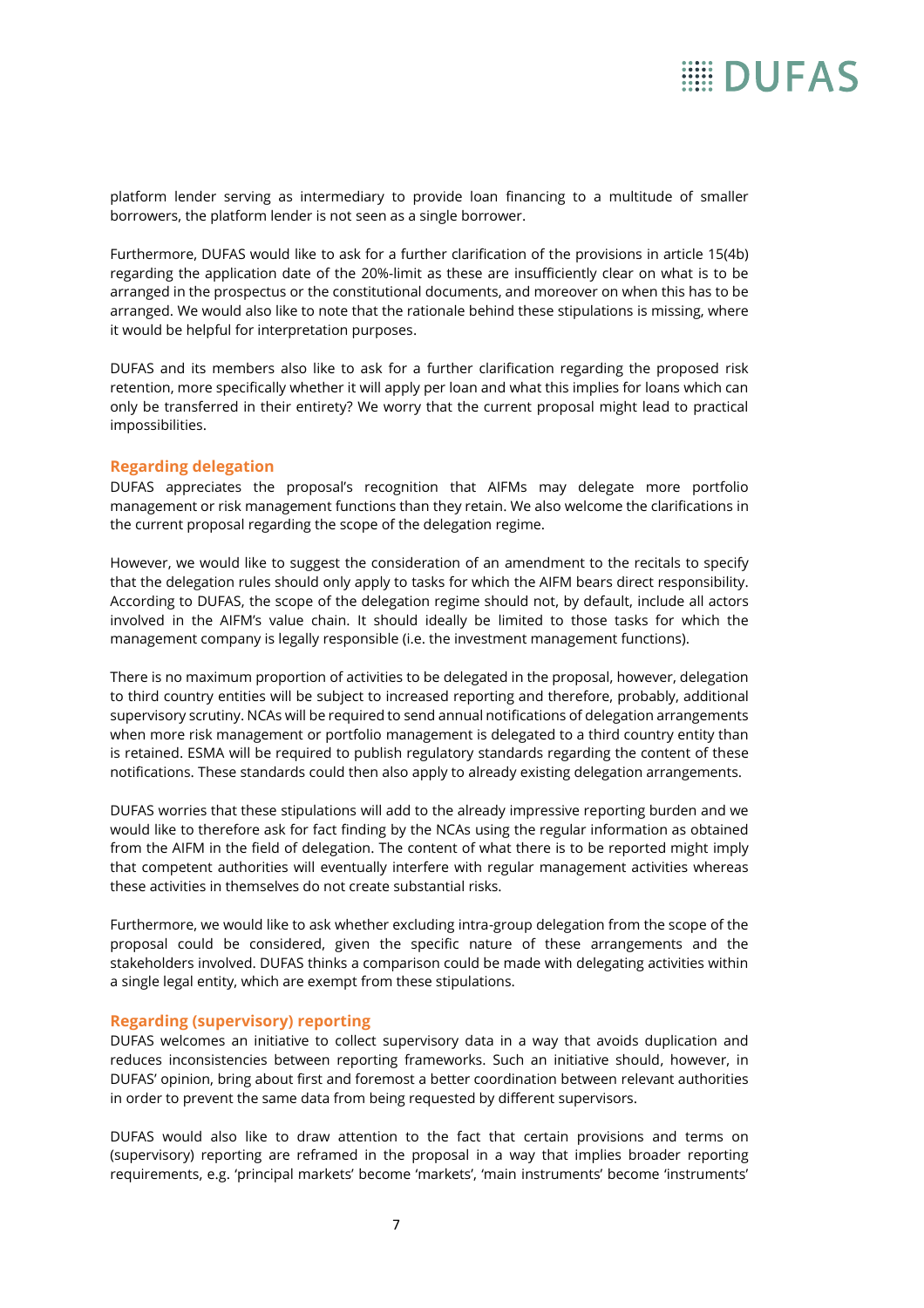platform lender serving as intermediary to provide loan financing to a multitude of smaller borrowers, the platform lender is not seen as a single borrower.

Furthermore, DUFAS would like to ask for a further clarification of the provisions in article 15(4b) regarding the application date of the 20%-limit as these are insufficiently clear on what is to be arranged in the prospectus or the constitutional documents, and moreover on when this has to be arranged. We would also like to note that the rationale behind these stipulations is missing, where it would be helpful for interpretation purposes.

DUFAS and its members also like to ask for a further clarification regarding the proposed risk retention, more specifically whether it will apply per loan and what this implies for loans which can only be transferred in their entirety? We worry that the current proposal might lead to practical impossibilities.

### Regarding delegation

DUFAS appreciates the proposal's recognition that AIFMs may delegate more portfolio management or risk management functions than they retain. We also welcome the clarifications in the current proposal regarding the scope of the delegation regime.

However, we would like to suggest the consideration of an amendment to the recitals to specify that the delegation rules should only apply to tasks for which the AIFM bears direct responsibility. According to DUFAS, the scope of the delegation regime should not, by default, include all actors involved in the AIFM's value chain. It should ideally be limited to those tasks for which the management company is legally responsible (i.e. the investment management functions).

There is no maximum proportion of activities to be delegated in the proposal, however, delegation to third country entities will be subject to increased reporting and therefore, probably, additional supervisory scrutiny. NCAs will be required to send annual notifications of delegation arrangements when more risk management or portfolio management is delegated to a third country entity than is retained. ESMA will be required to publish regulatory standards regarding the content of these notifications. These standards could then also apply to already existing delegation arrangements.

DUFAS worries that these stipulations will add to the already impressive reporting burden and we would like to therefore ask for fact finding by the NCAs using the regular information as obtained from the AIFM in the field of delegation. The content of what there is to be reported might imply that competent authorities will eventually interfere with regular management activities whereas these activities in themselves do not create substantial risks.

Furthermore, we would like to ask whether excluding intra-group delegation from the scope of the proposal could be considered, given the specific nature of these arrangements and the stakeholders involved. DUFAS thinks a comparison could be made with delegating activities within a single legal entity, which are exempt from these stipulations.

### Regarding (supervisory) reporting

DUFAS welcomes an initiative to collect supervisory data in a way that avoids duplication and reduces inconsistencies between reporting frameworks. Such an initiative should, however, in DUFAS' opinion, bring about first and foremost a better coordination between relevant authorities in order to prevent the same data from being requested by different supervisors.

DUFAS would also like to draw attention to the fact that certain provisions and terms on (supervisory) reporting are reframed in the proposal in a way that implies broader reporting requirements, e.g. 'principal markets' become 'markets', 'main instruments' become 'instruments'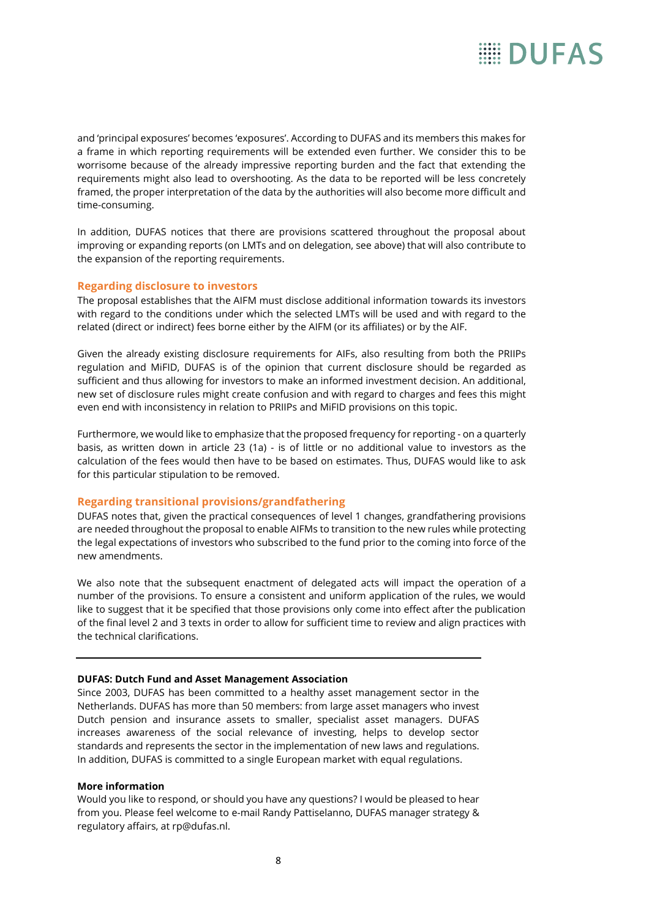and 'principal exposures' becomes 'exposures'. According to DUFAS and its members this makes for a frame in which reporting requirements will be extended even further. We consider this to be worrisome because of the already impressive reporting burden and the fact that extending the requirements might also lead to overshooting. As the data to be reported will be less concretely framed, the proper interpretation of the data by the authorities will also become more difficult and time-consuming.

In addition, DUFAS notices that there are provisions scattered throughout the proposal about improving or expanding reports (on LMTs and on delegation, see above) that will also contribute to the expansion of the reporting requirements.

### Regarding disclosure to investors

The proposal establishes that the AIFM must disclose additional information towards its investors with regard to the conditions under which the selected LMTs will be used and with regard to the related (direct or indirect) fees borne either by the AIFM (or its affiliates) or by the AIF.

Given the already existing disclosure requirements for AIFs, also resulting from both the PRIIPs regulation and MiFID, DUFAS is of the opinion that current disclosure should be regarded as sufficient and thus allowing for investors to make an informed investment decision. An additional, new set of disclosure rules might create confusion and with regard to charges and fees this might even end with inconsistency in relation to PRIIPs and MiFID provisions on this topic.

Furthermore, we would like to emphasize that the proposed frequency for reporting - on a quarterly basis, as written down in article 23 (1a) - is of little or no additional value to investors as the calculation of the fees would then have to be based on estimates. Thus, DUFAS would like to ask for this particular stipulation to be removed.

### Regarding transitional provisions/grandfathering

DUFAS notes that, given the practical consequences of level 1 changes, grandfathering provisions are needed throughout the proposal to enable AIFMs to transition to the new rules while protecting the legal expectations of investors who subscribed to the fund prior to the coming into force of the new amendments.

We also note that the subsequent enactment of delegated acts will impact the operation of a number of the provisions. To ensure a consistent and uniform application of the rules, we would like to suggest that it be specified that those provisions only come into effect after the publication of the final level 2 and 3 texts in order to allow for sufficient time to review and align practices with the technical clarifications.

---

**DUFAS: Dutch Fund and Asset Management Association**

Since 2003, DUFAS has been committed to a healthy asset management sector in the Netherlands. DUFAS has more than 50 members: from large asset managers who invest Dutch pension and insurance assets to smaller, specialist asset managers. DUFAS increases awareness of the social relevance of investing, helps to develop sector standards and represents the sector in the implementation of new laws and regulations. In addition, DUFAS is committed to a single European market with equal regulations.

**More information**

Would you like to respond, or should you have any questions? I would be pleased to hear from you. Please feel welcome to e-mail Randy Pattiselanno, DUFAS manager strategy & regulatory affairs, at rp@dufas.nl.